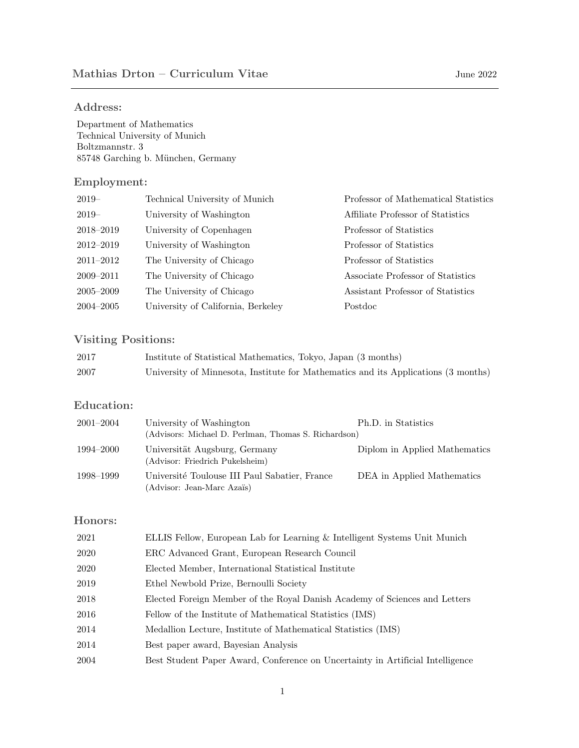# Mathias Drton – Curriculum Vitae

June 2022

## Address:

Department of Mathematics
Technical University of Munich
Boltzmannstr. 3
85748 Garching b. München, Germany

## Employment:

| | | |
|---|---|---|
| 2019– | Technical University of Munich | Professor of Mathematical Statistics |
| 2019– | University of Washington | Affiliate Professor of Statistics |
| 2018–2019 | University of Copenhagen | Professor of Statistics |
| 2012–2019 | University of Washington | Professor of Statistics |
| 2011–2012 | The University of Chicago | Professor of Statistics |
| 2009–2011 | The University of Chicago | Associate Professor of Statistics |
| 2005–2009 | The University of Chicago | Assistant Professor of Statistics |
| 2004–2005 | University of California, Berkeley | Postdoc |

## Visiting Positions:

| | |
|---|---|
| 2017 | Institute of Statistical Mathematics, Tokyo, Japan (3 months) |
| 2007 | University of Minnesota, Institute for Mathematics and its Applications (3 months) |

## Education:

| | | |
|---|---|---|
| 2001–2004 | University of Washington (Advisors: Michael D. Perlman, Thomas S. Richardson) | Ph.D. in Statistics |
| 1994–2000 | Universität Augsburg, Germany (Advisor: Friedrich Pukelsheim) | Diplom in Applied Mathematics |
| 1998–1999 | Université Toulouse III Paul Sabatier, France (Advisor: Jean-Marc Azaïs) | DEA in Applied Mathematics |

## Honors:

| | |
|---|---|
| 2021 | ELLIS Fellow, European Lab for Learning & Intelligent Systems Unit Munich |
| 2020 | ERC Advanced Grant, European Research Council |
| 2020 | Elected Member, International Statistical Institute |
| 2019 | Ethel Newbold Prize, Bernoulli Society |
| 2018 | Elected Foreign Member of the Royal Danish Academy of Sciences and Letters |
| 2016 | Fellow of the Institute of Mathematical Statistics (IMS) |
| 2014 | Medallion Lecture, Institute of Mathematical Statistics (IMS) |
| 2014 | Best paper award, Bayesian Analysis |
| 2004 | Best Student Paper Award, Conference on Uncertainty in Artificial Intelligence |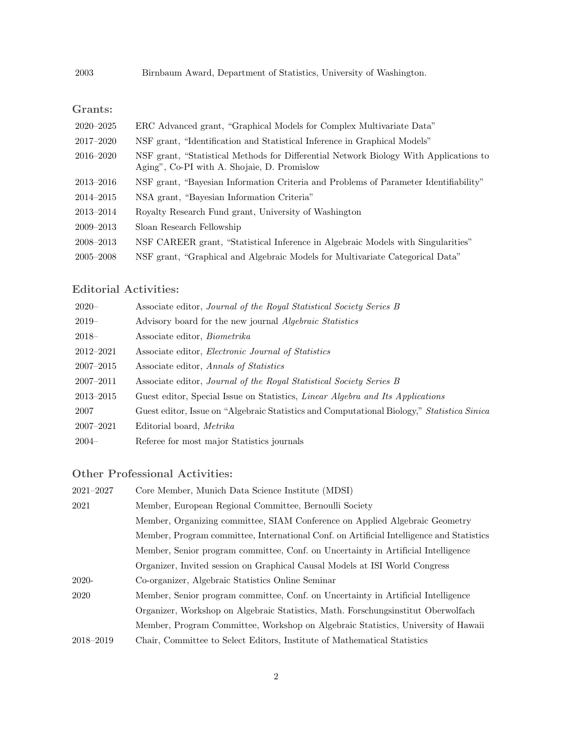2003 Birnbaum Award, Department of Statistics, University of Washington.

## Grants:

| | |
|---|---|
| 2020–2025 | ERC Advanced grant, "Graphical Models for Complex Multivariate Data" |
| 2017–2020 | NSF grant, "Identification and Statistical Inference in Graphical Models" |
| 2016–2020 | NSF grant, "Statistical Methods for Differential Network Biology With Applications to Aging", Co-PI with A. Shojaie, D. Promislow |
| 2013–2016 | NSF grant, "Bayesian Information Criteria and Problems of Parameter Identifiability" |
| 2014–2015 | NSA grant, "Bayesian Information Criteria" |
| 2013–2014 | Royalty Research Fund grant, University of Washington |
| 2009–2013 | Sloan Research Fellowship |
| 2008–2013 | NSF CAREER grant, "Statistical Inference in Algebraic Models with Singularities" |
| 2005–2008 | NSF grant, "Graphical and Algebraic Models for Multivariate Categorical Data" |

## Editorial Activities:

| | |
|---|---|
| 2020– | Associate editor, *Journal of the Royal Statistical Society Series B* |
| 2019– | Advisory board for the new journal *Algebraic Statistics* |
| 2018– | Associate editor, *Biometrika* |
| 2012–2021 | Associate editor, *Electronic Journal of Statistics* |
| 2007–2015 | Associate editor, *Annals of Statistics* |
| 2007–2011 | Associate editor, *Journal of the Royal Statistical Society Series B* |
| 2013–2015 | Guest editor, Special Issue on Statistics, *Linear Algebra and Its Applications* |
| 2007 | Guest editor, Issue on "Algebraic Statistics and Computational Biology," *Statistica Sinica* |
| 2007–2021 | Editorial board, *Metrika* |
| 2004– | Referee for most major Statistics journals |

## Other Professional Activities:

| | |
|---|---|
| 2021–2027 | Core Member, Munich Data Science Institute (MDSI) |
| 2021 | Member, European Regional Committee, Bernoulli Society |
| | Member, Organizing committee, SIAM Conference on Applied Algebraic Geometry |
| | Member, Program committee, International Conf. on Artificial Intelligence and Statistics |
| | Member, Senior program committee, Conf. on Uncertainty in Artificial Intelligence |
| | Organizer, Invited session on Graphical Causal Models at ISI World Congress |
| 2020- | Co-organizer, Algebraic Statistics Online Seminar |
| 2020 | Member, Senior program committee, Conf. on Uncertainty in Artificial Intelligence |
| | Organizer, Workshop on Algebraic Statistics, Math. Forschungsinstitut Oberwolfach |
| | Member, Program Committee, Workshop on Algebraic Statistics, University of Hawaii |
| 2018–2019 | Chair, Committee to Select Editors, Institute of Mathematical Statistics |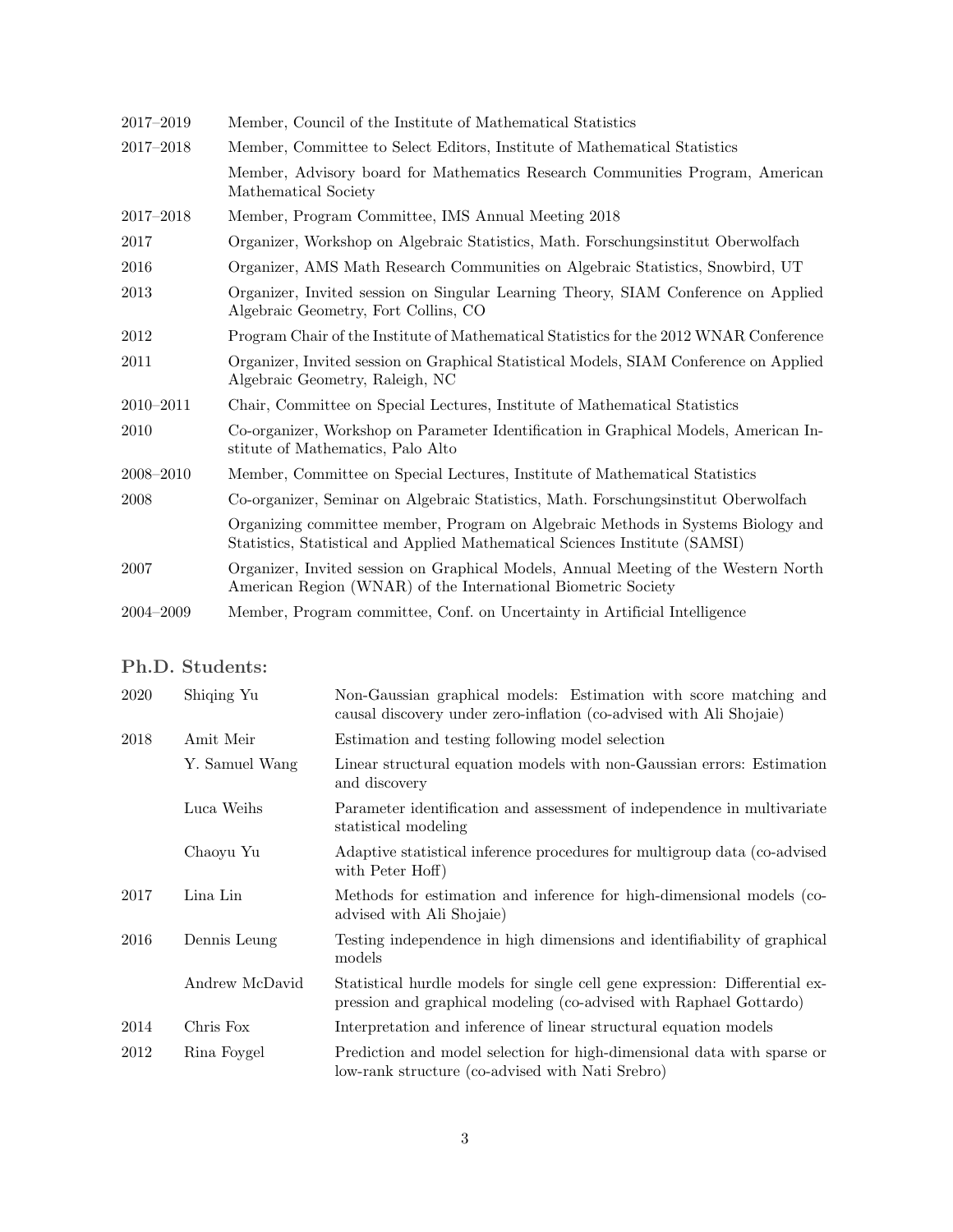| | |
|---|---|
| 2017–2019 | Member, Council of the Institute of Mathematical Statistics |
| 2017–2018 | Member, Committee to Select Editors, Institute of Mathematical Statistics |
| | Member, Advisory board for Mathematics Research Communities Program, American Mathematical Society |
| 2017–2018 | Member, Program Committee, IMS Annual Meeting 2018 |
| 2017 | Organizer, Workshop on Algebraic Statistics, Math. Forschungsinstitut Oberwolfach |
| 2016 | Organizer, AMS Math Research Communities on Algebraic Statistics, Snowbird, UT |
| 2013 | Organizer, Invited session on Singular Learning Theory, SIAM Conference on Applied Algebraic Geometry, Fort Collins, CO |
| 2012 | Program Chair of the Institute of Mathematical Statistics for the 2012 WNAR Conference |
| 2011 | Organizer, Invited session on Graphical Statistical Models, SIAM Conference on Applied Algebraic Geometry, Raleigh, NC |
| 2010–2011 | Chair, Committee on Special Lectures, Institute of Mathematical Statistics |
| 2010 | Co-organizer, Workshop on Parameter Identification in Graphical Models, American Institute of Mathematics, Palo Alto |
| 2008–2010 | Member, Committee on Special Lectures, Institute of Mathematical Statistics |
| 2008 | Co-organizer, Seminar on Algebraic Statistics, Math. Forschungsinstitut Oberwolfach |
| | Organizing committee member, Program on Algebraic Methods in Systems Biology and Statistics, Statistical and Applied Mathematical Sciences Institute (SAMSI) |
| 2007 | Organizer, Invited session on Graphical Models, Annual Meeting of the Western North American Region (WNAR) of the International Biometric Society |
| 2004–2009 | Member, Program committee, Conf. on Uncertainty in Artificial Intelligence |

### Ph.D. Students:

| | | |
|---|---|---|
| 2020 | Shiqing Yu | Non-Gaussian graphical models: Estimation with score matching and causal discovery under zero-inflation (co-advised with Ali Shojaie) |
| 2018 | Amit Meir | Estimation and testing following model selection |
| | Y. Samuel Wang | Linear structural equation models with non-Gaussian errors: Estimation and discovery |
| | Luca Weihs | Parameter identification and assessment of independence in multivariate statistical modeling |
| | Chaoyu Yu | Adaptive statistical inference procedures for multigroup data (co-advised with Peter Hoff) |
| 2017 | Lina Lin | Methods for estimation and inference for high-dimensional models (co-advised with Ali Shojaie) |
| 2016 | Dennis Leung | Testing independence in high dimensions and identifiability of graphical models |
| | Andrew McDavid | Statistical hurdle models for single cell gene expression: Differential expression and graphical modeling (co-advised with Raphael Gottardo) |
| 2014 | Chris Fox | Interpretation and inference of linear structural equation models |
| 2012 | Rina Foygel | Prediction and model selection for high-dimensional data with sparse or low-rank structure (co-advised with Nati Srebro) |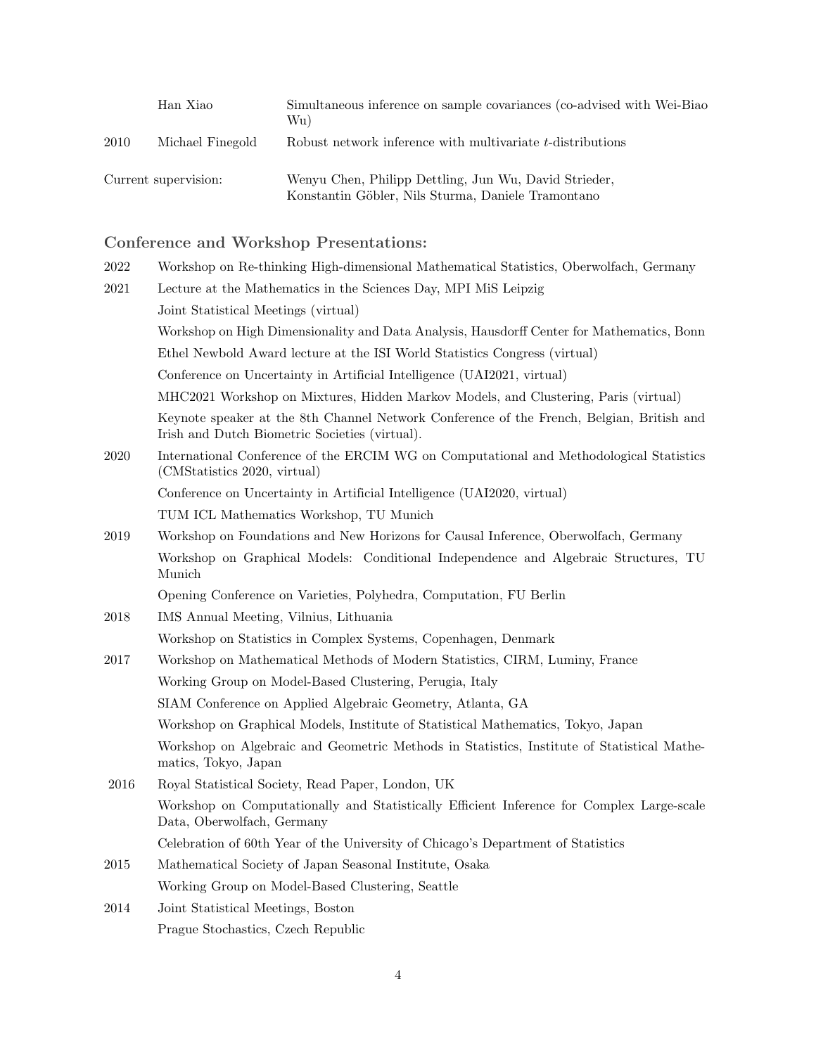| | | |
|---|---|---|
| | Han Xiao | Simultaneous inference on sample covariances (co-advised with Wei-Biao Wu) |
| 2010 | Michael Finegold | Robust network inference with multivariate $t$-distributions |

Current supervision: Wenyu Chen, Philipp Dettling, Jun Wu, David Strieder, Konstantin Göbler, Nils Sturma, Daniele Tramontano

### Conference and Workshop Presentations:

**2022**
- Workshop on Re-thinking High-dimensional Mathematical Statistics, Oberwolfach, Germany

**2021**
- Lecture at the Mathematics in the Sciences Day, MPI MiS Leipzig
- Joint Statistical Meetings (virtual)
- Workshop on High Dimensionality and Data Analysis, Hausdorff Center for Mathematics, Bonn
- Ethel Newbold Award lecture at the ISI World Statistics Congress (virtual)
- Conference on Uncertainty in Artificial Intelligence (UAI2021, virtual)
- MHC2021 Workshop on Mixtures, Hidden Markov Models, and Clustering, Paris (virtual)
- Keynote speaker at the 8th Channel Network Conference of the French, Belgian, British and Irish and Dutch Biometric Societies (virtual).

**2020**
- International Conference of the ERCIM WG on Computational and Methodological Statistics (CMStatistics 2020, virtual)
- Conference on Uncertainty in Artificial Intelligence (UAI2020, virtual)
- TUM ICL Mathematics Workshop, TU Munich

**2019**
- Workshop on Foundations and New Horizons for Causal Inference, Oberwolfach, Germany
- Workshop on Graphical Models: Conditional Independence and Algebraic Structures, TU Munich
- Opening Conference on Varieties, Polyhedra, Computation, FU Berlin

**2018**
- IMS Annual Meeting, Vilnius, Lithuania
- Workshop on Statistics in Complex Systems, Copenhagen, Denmark

**2017**
- Workshop on Mathematical Methods of Modern Statistics, CIRM, Luminy, France
- Working Group on Model-Based Clustering, Perugia, Italy
- SIAM Conference on Applied Algebraic Geometry, Atlanta, GA
- Workshop on Graphical Models, Institute of Statistical Mathematics, Tokyo, Japan
- Workshop on Algebraic and Geometric Methods in Statistics, Institute of Statistical Mathematics, Tokyo, Japan

**2016**
- Royal Statistical Society, Read Paper, London, UK
- Workshop on Computationally and Statistically Efficient Inference for Complex Large-scale Data, Oberwolfach, Germany
- Celebration of 60th Year of the University of Chicago's Department of Statistics

**2015**
- Mathematical Society of Japan Seasonal Institute, Osaka
- Working Group on Model-Based Clustering, Seattle

**2014**
- Joint Statistical Meetings, Boston
- Prague Stochastics, Czech Republic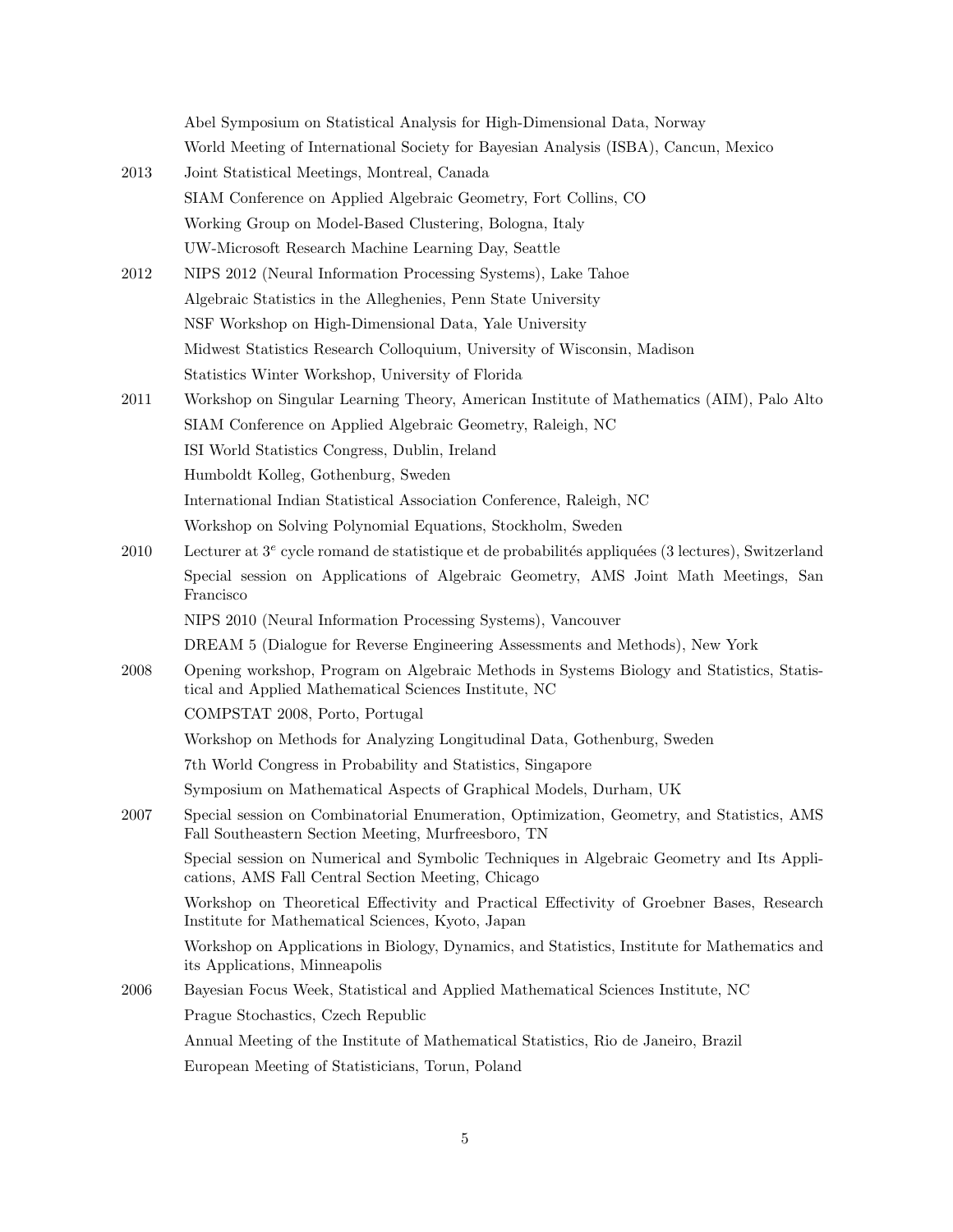| | |
|---|---|
| | Abel Symposium on Statistical Analysis for High-Dimensional Data, Norway |
| | World Meeting of International Society for Bayesian Analysis (ISBA), Cancun, Mexico |
| 2013 | Joint Statistical Meetings, Montreal, Canada |
| | SIAM Conference on Applied Algebraic Geometry, Fort Collins, CO |
| | Working Group on Model-Based Clustering, Bologna, Italy |
| | UW-Microsoft Research Machine Learning Day, Seattle |
| 2012 | NIPS 2012 (Neural Information Processing Systems), Lake Tahoe |
| | Algebraic Statistics in the Alleghenies, Penn State University |
| | NSF Workshop on High-Dimensional Data, Yale University |
| | Midwest Statistics Research Colloquium, University of Wisconsin, Madison |
| | Statistics Winter Workshop, University of Florida |
| 2011 | Workshop on Singular Learning Theory, American Institute of Mathematics (AIM), Palo Alto |
| | SIAM Conference on Applied Algebraic Geometry, Raleigh, NC |
| | ISI World Statistics Congress, Dublin, Ireland |
| | Humboldt Kolleg, Gothenburg, Sweden |
| | International Indian Statistical Association Conference, Raleigh, NC |
| | Workshop on Solving Polynomial Equations, Stockholm, Sweden |
| 2010 | Lecturer at $3^e$ cycle romand de statistique et de probabilités appliquées (3 lectures), Switzerland |
| | Special session on Applications of Algebraic Geometry, AMS Joint Math Meetings, San Francisco |
| | NIPS 2010 (Neural Information Processing Systems), Vancouver |
| | DREAM 5 (Dialogue for Reverse Engineering Assessments and Methods), New York |
| 2008 | Opening workshop, Program on Algebraic Methods in Systems Biology and Statistics, Statistical and Applied Mathematical Sciences Institute, NC |
| | COMPSTAT 2008, Porto, Portugal |
| | Workshop on Methods for Analyzing Longitudinal Data, Gothenburg, Sweden |
| | 7th World Congress in Probability and Statistics, Singapore |
| | Symposium on Mathematical Aspects of Graphical Models, Durham, UK |
| 2007 | Special session on Combinatorial Enumeration, Optimization, Geometry, and Statistics, AMS Fall Southeastern Section Meeting, Murfreesboro, TN |
| | Special session on Numerical and Symbolic Techniques in Algebraic Geometry and Its Applications, AMS Fall Central Section Meeting, Chicago |
| | Workshop on Theoretical Effectivity and Practical Effectivity of Groebner Bases, Research Institute for Mathematical Sciences, Kyoto, Japan |
| | Workshop on Applications in Biology, Dynamics, and Statistics, Institute for Mathematics and its Applications, Minneapolis |
| 2006 | Bayesian Focus Week, Statistical and Applied Mathematical Sciences Institute, NC |
| | Prague Stochastics, Czech Republic |
| | Annual Meeting of the Institute of Mathematical Statistics, Rio de Janeiro, Brazil |
| | European Meeting of Statisticians, Torun, Poland |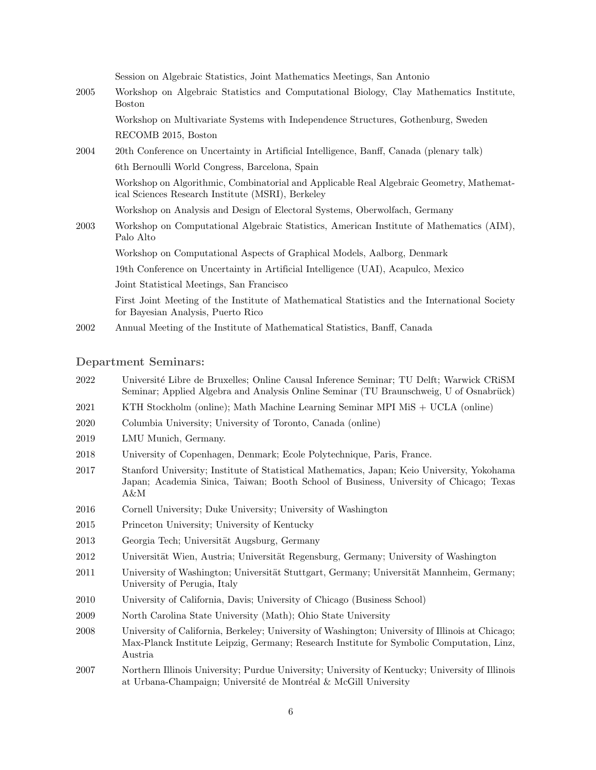Session on Algebraic Statistics, Joint Mathematics Meetings, San Antonio

2005 Workshop on Algebraic Statistics and Computational Biology, Clay Mathematics Institute, Boston

Workshop on Multivariate Systems with Independence Structures, Gothenburg, Sweden

RECOMB 2015, Boston

2004 20th Conference on Uncertainty in Artificial Intelligence, Banff, Canada (plenary talk)

6th Bernoulli World Congress, Barcelona, Spain

Workshop on Algorithmic, Combinatorial and Applicable Real Algebraic Geometry, Mathematical Sciences Research Institute (MSRI), Berkeley

Workshop on Analysis and Design of Electoral Systems, Oberwolfach, Germany

2003 Workshop on Computational Algebraic Statistics, American Institute of Mathematics (AIM), Palo Alto

Workshop on Computational Aspects of Graphical Models, Aalborg, Denmark

19th Conference on Uncertainty in Artificial Intelligence (UAI), Acapulco, Mexico

Joint Statistical Meetings, San Francisco

First Joint Meeting of the Institute of Mathematical Statistics and the International Society for Bayesian Analysis, Puerto Rico

2002 Annual Meeting of the Institute of Mathematical Statistics, Banff, Canada

### Department Seminars:

2022 Université Libre de Bruxelles; Online Causal Inference Seminar; TU Delft; Warwick CRiSM Seminar; Applied Algebra and Analysis Online Seminar (TU Braunschweig, U of Osnabrück)

2021 KTH Stockholm (online); Math Machine Learning Seminar MPI MiS + UCLA (online)

2020 Columbia University; University of Toronto, Canada (online)

2019 LMU Munich, Germany.

2018 University of Copenhagen, Denmark; Ecole Polytechnique, Paris, France.

2017 Stanford University; Institute of Statistical Mathematics, Japan; Keio University, Yokohama Japan; Academia Sinica, Taiwan; Booth School of Business, University of Chicago; Texas A&M

2016 Cornell University; Duke University; University of Washington

2015 Princeton University; University of Kentucky

2013 Georgia Tech; Universität Augsburg, Germany

2012 Universität Wien, Austria; Universität Regensburg, Germany; University of Washington

2011 University of Washington; Universität Stuttgart, Germany; Universität Mannheim, Germany; University of Perugia, Italy

2010 University of California, Davis; University of Chicago (Business School)

2009 North Carolina State University (Math); Ohio State University

2008 University of California, Berkeley; University of Washington; University of Illinois at Chicago; Max-Planck Institute Leipzig, Germany; Research Institute for Symbolic Computation, Linz, Austria

2007 Northern Illinois University; Purdue University; University of Kentucky; University of Illinois at Urbana-Champaign; Université de Montréal & McGill University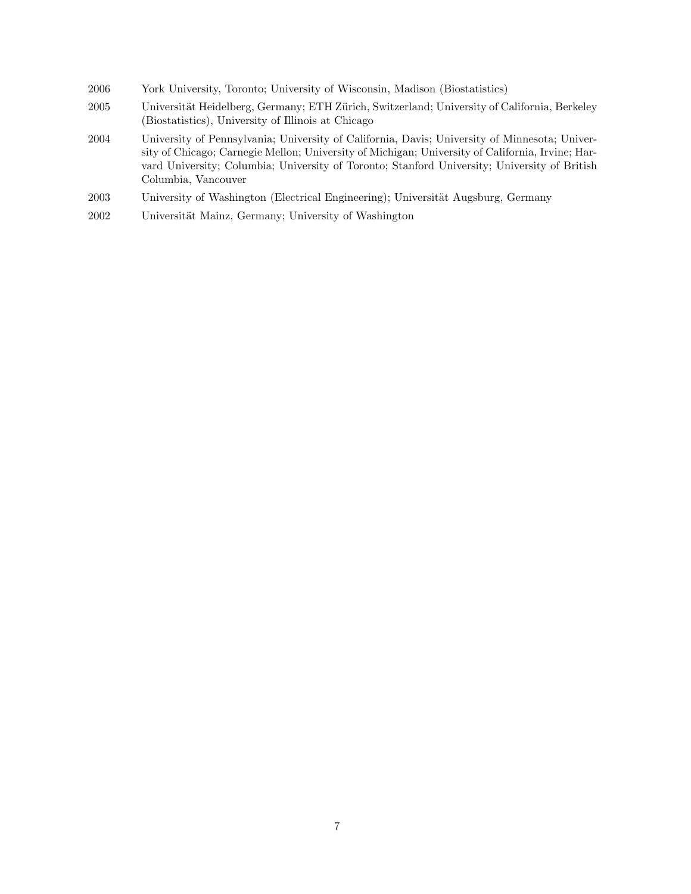2006 York University, Toronto; University of Wisconsin, Madison (Biostatistics)

2005 Universität Heidelberg, Germany; ETH Zürich, Switzerland; University of California, Berkeley (Biostatistics), University of Illinois at Chicago

2004 University of Pennsylvania; University of California, Davis; University of Minnesota; University of Chicago; Carnegie Mellon; University of Michigan; University of California, Irvine; Harvard University; Columbia; University of Toronto; Stanford University; University of British Columbia, Vancouver

2003 University of Washington (Electrical Engineering); Universität Augsburg, Germany

2002 Universität Mainz, Germany; University of Washington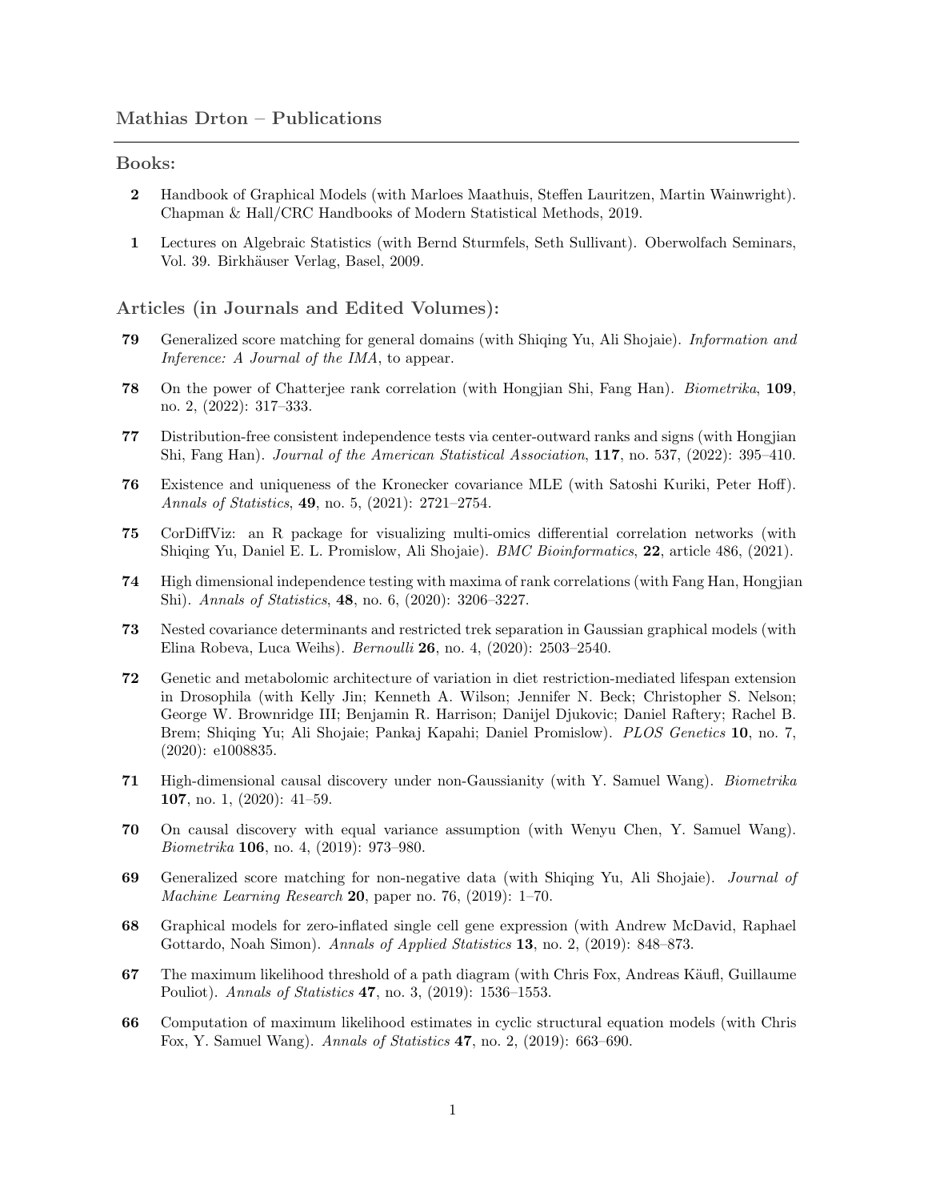## Mathias Drton – Publications

### Books:

**2** Handbook of Graphical Models (with Marloes Maathuis, Steffen Lauritzen, Martin Wainwright). Chapman & Hall/CRC Handbooks of Modern Statistical Methods, 2019.

**1** Lectures on Algebraic Statistics (with Bernd Sturmfels, Seth Sullivant). Oberwolfach Seminars, Vol. 39. Birkhäuser Verlag, Basel, 2009.

### Articles (in Journals and Edited Volumes):

**79** Generalized score matching for general domains (with Shiqing Yu, Ali Shojaie). *Information and Inference: A Journal of the IMA*, to appear.

**78** On the power of Chatterjee rank correlation (with Hongjian Shi, Fang Han). *Biometrika*, **109**, no. 2, (2022): 317–333.

**77** Distribution-free consistent independence tests via center-outward ranks and signs (with Hongjian Shi, Fang Han). *Journal of the American Statistical Association*, **117**, no. 537, (2022): 395–410.

**76** Existence and uniqueness of the Kronecker covariance MLE (with Satoshi Kuriki, Peter Hoff). *Annals of Statistics*, **49**, no. 5, (2021): 2721–2754.

**75** CorDiffViz: an R package for visualizing multi-omics differential correlation networks (with Shiqing Yu, Daniel E. L. Promislow, Ali Shojaie). *BMC Bioinformatics*, **22**, article 486, (2021).

**74** High dimensional independence testing with maxima of rank correlations (with Fang Han, Hongjian Shi). *Annals of Statistics*, **48**, no. 6, (2020): 3206–3227.

**73** Nested covariance determinants and restricted trek separation in Gaussian graphical models (with Elina Robeva, Luca Weihs). *Bernoulli* **26**, no. 4, (2020): 2503–2540.

**72** Genetic and metabolomic architecture of variation in diet restriction-mediated lifespan extension in Drosophila (with Kelly Jin; Kenneth A. Wilson; Jennifer N. Beck; Christopher S. Nelson; George W. Brownridge III; Benjamin R. Harrison; Danijel Djukovic; Daniel Raftery; Rachel B. Brem; Shiqing Yu; Ali Shojaie; Pankaj Kapahi; Daniel Promislow). *PLOS Genetics* **10**, no. 7, (2020): e1008835.

**71** High-dimensional causal discovery under non-Gaussianity (with Y. Samuel Wang). *Biometrika* **107**, no. 1, (2020): 41–59.

**70** On causal discovery with equal variance assumption (with Wenyu Chen, Y. Samuel Wang). *Biometrika* **106**, no. 4, (2019): 973–980.

**69** Generalized score matching for non-negative data (with Shiqing Yu, Ali Shojaie). *Journal of Machine Learning Research* **20**, paper no. 76, (2019): 1–70.

**68** Graphical models for zero-inflated single cell gene expression (with Andrew McDavid, Raphael Gottardo, Noah Simon). *Annals of Applied Statistics* **13**, no. 2, (2019): 848–873.

**67** The maximum likelihood threshold of a path diagram (with Chris Fox, Andreas Käufl, Guillaume Pouliot). *Annals of Statistics* **47**, no. 3, (2019): 1536–1553.

**66** Computation of maximum likelihood estimates in cyclic structural equation models (with Chris Fox, Y. Samuel Wang). *Annals of Statistics* **47**, no. 2, (2019): 663–690.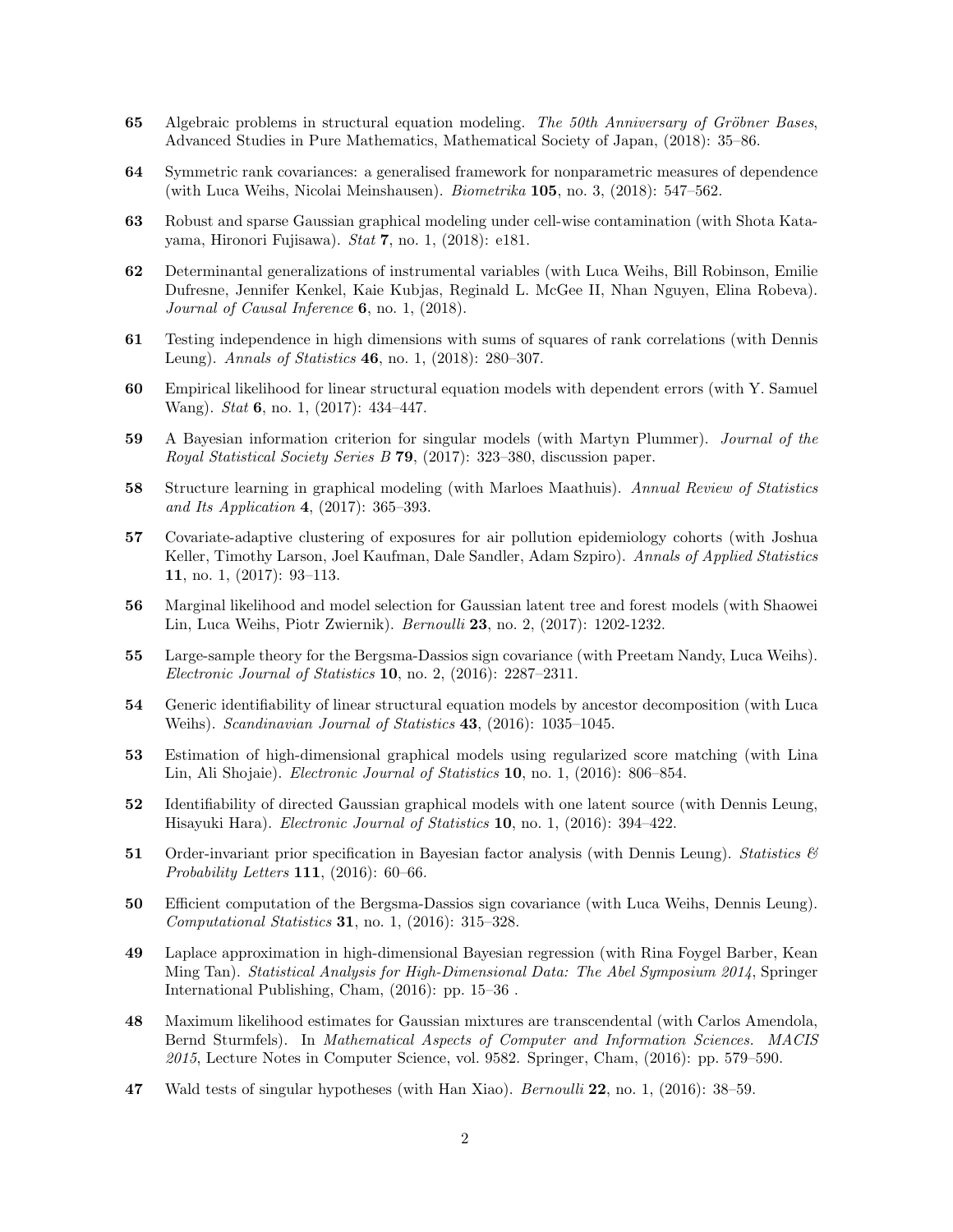**65** Algebraic problems in structural equation modeling. *The 50th Anniversary of Gröbner Bases*, Advanced Studies in Pure Mathematics, Mathematical Society of Japan, (2018): 35–86.

**64** Symmetric rank covariances: a generalised framework for nonparametric measures of dependence (with Luca Weihs, Nicolai Meinshausen). *Biometrika* **105**, no. 3, (2018): 547–562.

**63** Robust and sparse Gaussian graphical modeling under cell-wise contamination (with Shota Katayama, Hironori Fujisawa). *Stat* **7**, no. 1, (2018): e181.

**62** Determinantal generalizations of instrumental variables (with Luca Weihs, Bill Robinson, Emilie Dufresne, Jennifer Kenkel, Kaie Kubjas, Reginald L. McGee II, Nhan Nguyen, Elina Robeva). *Journal of Causal Inference* **6**, no. 1, (2018).

**61** Testing independence in high dimensions with sums of squares of rank correlations (with Dennis Leung). *Annals of Statistics* **46**, no. 1, (2018): 280–307.

**60** Empirical likelihood for linear structural equation models with dependent errors (with Y. Samuel Wang). *Stat* **6**, no. 1, (2017): 434–447.

**59** A Bayesian information criterion for singular models (with Martyn Plummer). *Journal of the Royal Statistical Society Series B* **79**, (2017): 323–380, discussion paper.

**58** Structure learning in graphical modeling (with Marloes Maathuis). *Annual Review of Statistics and Its Application* **4**, (2017): 365–393.

**57** Covariate-adaptive clustering of exposures for air pollution epidemiology cohorts (with Joshua Keller, Timothy Larson, Joel Kaufman, Dale Sandler, Adam Szpiro). *Annals of Applied Statistics* **11**, no. 1, (2017): 93–113.

**56** Marginal likelihood and model selection for Gaussian latent tree and forest models (with Shaowei Lin, Luca Weihs, Piotr Zwiernik). *Bernoulli* **23**, no. 2, (2017): 1202-1232.

**55** Large-sample theory for the Bergsma-Dassios sign covariance (with Preetam Nandy, Luca Weihs). *Electronic Journal of Statistics* **10**, no. 2, (2016): 2287–2311.

**54** Generic identifiability of linear structural equation models by ancestor decomposition (with Luca Weihs). *Scandinavian Journal of Statistics* **43**, (2016): 1035–1045.

**53** Estimation of high-dimensional graphical models using regularized score matching (with Lina Lin, Ali Shojaie). *Electronic Journal of Statistics* **10**, no. 1, (2016): 806–854.

**52** Identifiability of directed Gaussian graphical models with one latent source (with Dennis Leung, Hisayuki Hara). *Electronic Journal of Statistics* **10**, no. 1, (2016): 394–422.

**51** Order-invariant prior specification in Bayesian factor analysis (with Dennis Leung). *Statistics & Probability Letters* **111**, (2016): 60–66.

**50** Efficient computation of the Bergsma-Dassios sign covariance (with Luca Weihs, Dennis Leung). *Computational Statistics* **31**, no. 1, (2016): 315–328.

**49** Laplace approximation in high-dimensional Bayesian regression (with Rina Foygel Barber, Kean Ming Tan). *Statistical Analysis for High-Dimensional Data: The Abel Symposium 2014*, Springer International Publishing, Cham, (2016): pp. 15–36 .

**48** Maximum likelihood estimates for Gaussian mixtures are transcendental (with Carlos Amendola, Bernd Sturmfels). In *Mathematical Aspects of Computer and Information Sciences. MACIS 2015*, Lecture Notes in Computer Science, vol. 9582. Springer, Cham, (2016): pp. 579–590.

**47** Wald tests of singular hypotheses (with Han Xiao). *Bernoulli* **22**, no. 1, (2016): 38–59.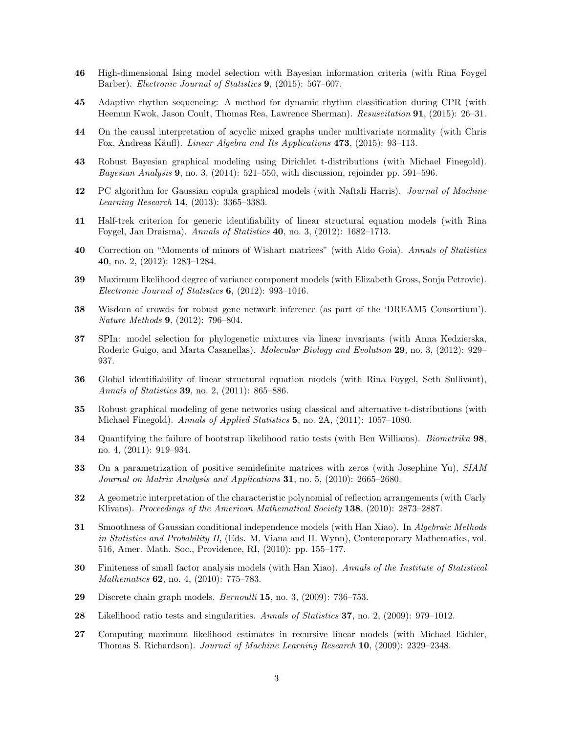**46** High-dimensional Ising model selection with Bayesian information criteria (with Rina Foygel Barber). *Electronic Journal of Statistics* **9**, (2015): 567–607.

**45** Adaptive rhythm sequencing: A method for dynamic rhythm classification during CPR (with Heemun Kwok, Jason Coult, Thomas Rea, Lawrence Sherman). *Resuscitation* **91**, (2015): 26–31.

**44** On the causal interpretation of acyclic mixed graphs under multivariate normality (with Chris Fox, Andreas Käufl). *Linear Algebra and Its Applications* **473**, (2015): 93–113.

**43** Robust Bayesian graphical modeling using Dirichlet t-distributions (with Michael Finegold). *Bayesian Analysis* **9**, no. 3, (2014): 521–550, with discussion, rejoinder pp. 591–596.

**42** PC algorithm for Gaussian copula graphical models (with Naftali Harris). *Journal of Machine Learning Research* **14**, (2013): 3365–3383.

**41** Half-trek criterion for generic identifiability of linear structural equation models (with Rina Foygel, Jan Draisma). *Annals of Statistics* **40**, no. 3, (2012): 1682–1713.

**40** Correction on "Moments of minors of Wishart matrices" (with Aldo Goia). *Annals of Statistics* **40**, no. 2, (2012): 1283–1284.

**39** Maximum likelihood degree of variance component models (with Elizabeth Gross, Sonja Petrovic). *Electronic Journal of Statistics* **6**, (2012): 993–1016.

**38** Wisdom of crowds for robust gene network inference (as part of the 'DREAM5 Consortium'). *Nature Methods* **9**, (2012): 796–804.

**37** SPIn: model selection for phylogenetic mixtures via linear invariants (with Anna Kedzierska, Roderic Guigo, and Marta Casanellas). *Molecular Biology and Evolution* **29**, no. 3, (2012): 929–937.

**36** Global identifiability of linear structural equation models (with Rina Foygel, Seth Sullivant), *Annals of Statistics* **39**, no. 2, (2011): 865–886.

**35** Robust graphical modeling of gene networks using classical and alternative t-distributions (with Michael Finegold). *Annals of Applied Statistics* **5**, no. 2A, (2011): 1057–1080.

**34** Quantifying the failure of bootstrap likelihood ratio tests (with Ben Williams). *Biometrika* **98**, no. 4, (2011): 919–934.

**33** On a parametrization of positive semidefinite matrices with zeros (with Josephine Yu), *SIAM Journal on Matrix Analysis and Applications* **31**, no. 5, (2010): 2665–2680.

**32** A geometric interpretation of the characteristic polynomial of reflection arrangements (with Carly Klivans). *Proceedings of the American Mathematical Society* **138**, (2010): 2873–2887.

**31** Smoothness of Gaussian conditional independence models (with Han Xiao). In *Algebraic Methods in Statistics and Probability II*, (Eds. M. Viana and H. Wynn), Contemporary Mathematics, vol. 516, Amer. Math. Soc., Providence, RI, (2010): pp. 155–177.

**30** Finiteness of small factor analysis models (with Han Xiao). *Annals of the Institute of Statistical Mathematics* **62**, no. 4, (2010): 775–783.

**29** Discrete chain graph models. *Bernoulli* **15**, no. 3, (2009): 736–753.

**28** Likelihood ratio tests and singularities. *Annals of Statistics* **37**, no. 2, (2009): 979–1012.

**27** Computing maximum likelihood estimates in recursive linear models (with Michael Eichler, Thomas S. Richardson). *Journal of Machine Learning Research* **10**, (2009): 2329–2348.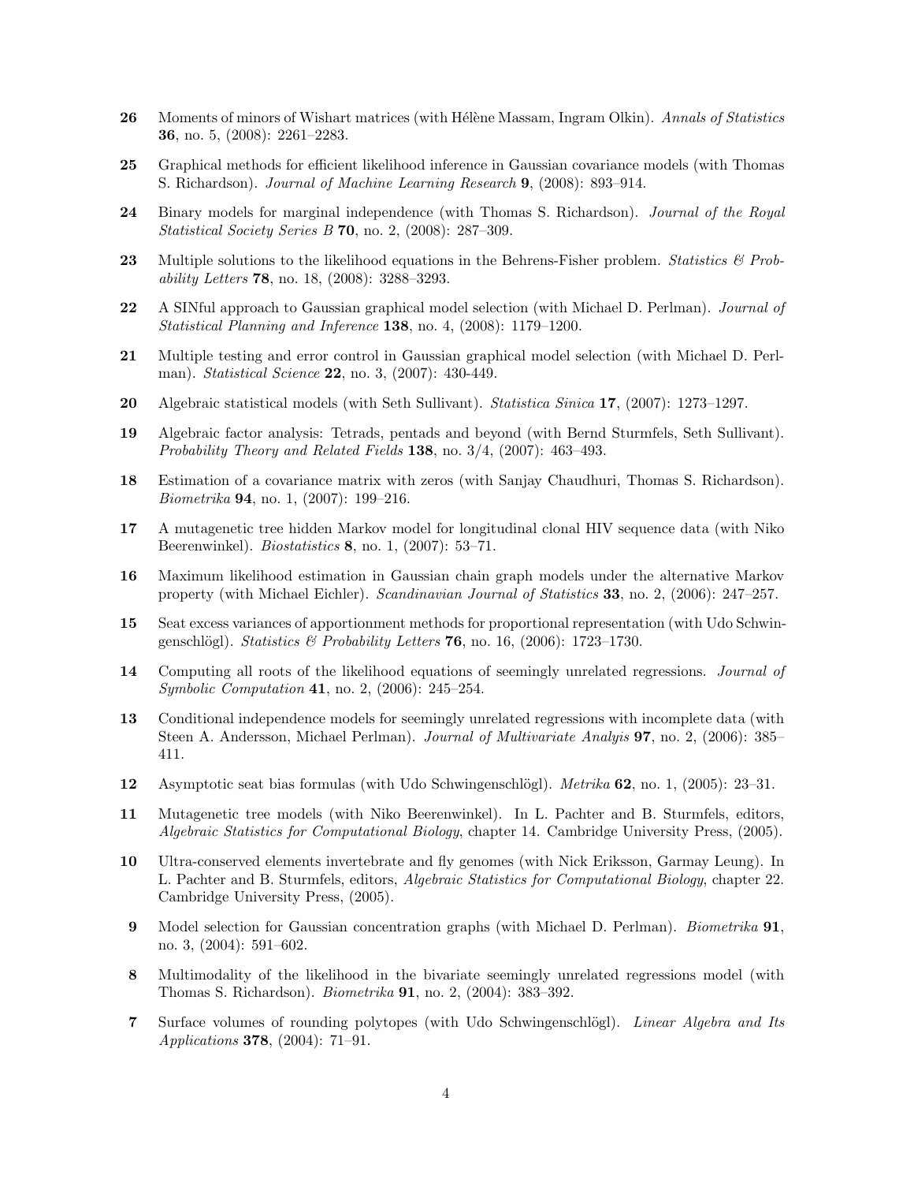**26** Moments of minors of Wishart matrices (with Hélène Massam, Ingram Olkin). *Annals of Statistics* **36**, no. 5, (2008): 2261–2283.

**25** Graphical methods for efficient likelihood inference in Gaussian covariance models (with Thomas S. Richardson). *Journal of Machine Learning Research* **9**, (2008): 893–914.

**24** Binary models for marginal independence (with Thomas S. Richardson). *Journal of the Royal Statistical Society Series B* **70**, no. 2, (2008): 287–309.

**23** Multiple solutions to the likelihood equations in the Behrens-Fisher problem. *Statistics & Probability Letters* **78**, no. 18, (2008): 3288–3293.

**22** A SINful approach to Gaussian graphical model selection (with Michael D. Perlman). *Journal of Statistical Planning and Inference* **138**, no. 4, (2008): 1179–1200.

**21** Multiple testing and error control in Gaussian graphical model selection (with Michael D. Perlman). *Statistical Science* **22**, no. 3, (2007): 430-449.

**20** Algebraic statistical models (with Seth Sullivant). *Statistica Sinica* **17**, (2007): 1273–1297.

**19** Algebraic factor analysis: Tetrads, pentads and beyond (with Bernd Sturmfels, Seth Sullivant). *Probability Theory and Related Fields* **138**, no. 3/4, (2007): 463–493.

**18** Estimation of a covariance matrix with zeros (with Sanjay Chaudhuri, Thomas S. Richardson). *Biometrika* **94**, no. 1, (2007): 199–216.

**17** A mutagenetic tree hidden Markov model for longitudinal clonal HIV sequence data (with Niko Beerenwinkel). *Biostatistics* **8**, no. 1, (2007): 53–71.

**16** Maximum likelihood estimation in Gaussian chain graph models under the alternative Markov property (with Michael Eichler). *Scandinavian Journal of Statistics* **33**, no. 2, (2006): 247–257.

**15** Seat excess variances of apportionment methods for proportional representation (with Udo Schwingenschlögl). *Statistics & Probability Letters* **76**, no. 16, (2006): 1723–1730.

**14** Computing all roots of the likelihood equations of seemingly unrelated regressions. *Journal of Symbolic Computation* **41**, no. 2, (2006): 245–254.

**13** Conditional independence models for seemingly unrelated regressions with incomplete data (with Steen A. Andersson, Michael Perlman). *Journal of Multivariate Analyis* **97**, no. 2, (2006): 385–411.

**12** Asymptotic seat bias formulas (with Udo Schwingenschlögl). *Metrika* **62**, no. 1, (2005): 23–31.

**11** Mutagenetic tree models (with Niko Beerenwinkel). In L. Pachter and B. Sturmfels, editors, *Algebraic Statistics for Computational Biology*, chapter 14. Cambridge University Press, (2005).

**10** Ultra-conserved elements invertebrate and fly genomes (with Nick Eriksson, Garmay Leung). In L. Pachter and B. Sturmfels, editors, *Algebraic Statistics for Computational Biology*, chapter 22. Cambridge University Press, (2005).

**9** Model selection for Gaussian concentration graphs (with Michael D. Perlman). *Biometrika* **91**, no. 3, (2004): 591–602.

**8** Multimodality of the likelihood in the bivariate seemingly unrelated regressions model (with Thomas S. Richardson). *Biometrika* **91**, no. 2, (2004): 383–392.

**7** Surface volumes of rounding polytopes (with Udo Schwingenschlögl). *Linear Algebra and Its Applications* **378**, (2004): 71–91.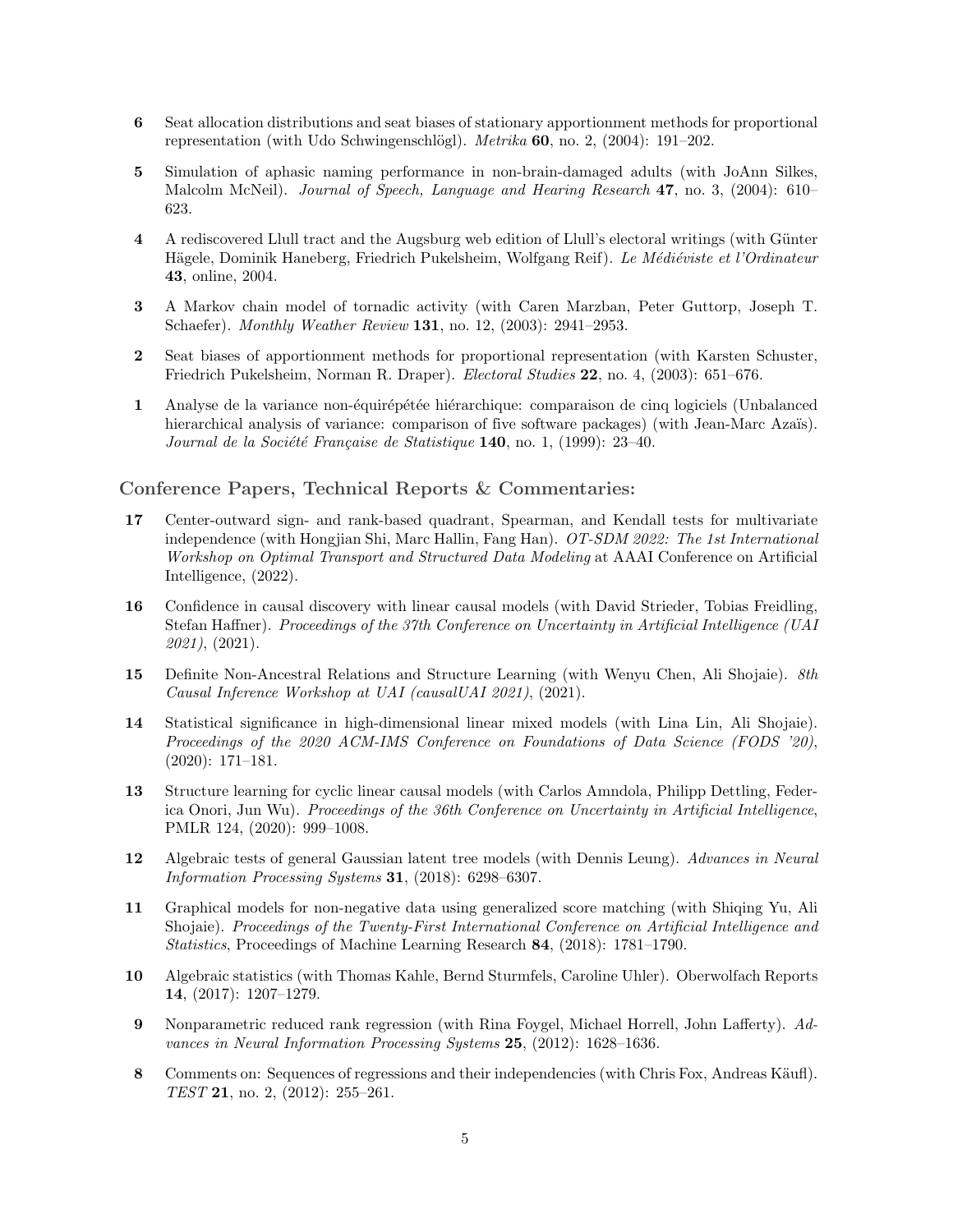**6** Seat allocation distributions and seat biases of stationary apportionment methods for proportional representation (with Udo Schwingenschlögl). *Metrika* **60**, no. 2, (2004): 191–202.

**5** Simulation of aphasic naming performance in non-brain-damaged adults (with JoAnn Silkes, Malcolm McNeil). *Journal of Speech, Language and Hearing Research* **47**, no. 3, (2004): 610–623.

**4** A rediscovered Llull tract and the Augsburg web edition of Llull's electoral writings (with Günter Hägele, Dominik Haneberg, Friedrich Pukelsheim, Wolfgang Reif). *Le Médiéviste et l'Ordinateur* **43**, online, 2004.

**3** A Markov chain model of tornadic activity (with Caren Marzban, Peter Guttorp, Joseph T. Schaefer). *Monthly Weather Review* **131**, no. 12, (2003): 2941–2953.

**2** Seat biases of apportionment methods for proportional representation (with Karsten Schuster, Friedrich Pukelsheim, Norman R. Draper). *Electoral Studies* **22**, no. 4, (2003): 651–676.

**1** Analyse de la variance non-équirépétée hiérarchique: comparaison de cinq logiciels (Unbalanced hierarchical analysis of variance: comparison of five software packages) (with Jean-Marc Azaïs). *Journal de la Société Française de Statistique* **140**, no. 1, (1999): 23–40.

### Conference Papers, Technical Reports & Commentaries:

**17** Center-outward sign- and rank-based quadrant, Spearman, and Kendall tests for multivariate independence (with Hongjian Shi, Marc Hallin, Fang Han). *OT-SDM 2022: The 1st International Workshop on Optimal Transport and Structured Data Modeling* at AAAI Conference on Artificial Intelligence, (2022).

**16** Confidence in causal discovery with linear causal models (with David Strieder, Tobias Freidling, Stefan Haffner). *Proceedings of the 37th Conference on Uncertainty in Artificial Intelligence (UAI 2021)*, (2021).

**15** Definite Non-Ancestral Relations and Structure Learning (with Wenyu Chen, Ali Shojaie). *8th Causal Inference Workshop at UAI (causalUAI 2021)*, (2021).

**14** Statistical significance in high-dimensional linear mixed models (with Lina Lin, Ali Shojaie). *Proceedings of the 2020 ACM-IMS Conference on Foundations of Data Science (FODS '20)*, (2020): 171–181.

**13** Structure learning for cyclic linear causal models (with Carlos Amndola, Philipp Dettling, Federica Onori, Jun Wu). *Proceedings of the 36th Conference on Uncertainty in Artificial Intelligence*, PMLR 124, (2020): 999–1008.

**12** Algebraic tests of general Gaussian latent tree models (with Dennis Leung). *Advances in Neural Information Processing Systems* **31**, (2018): 6298–6307.

**11** Graphical models for non-negative data using generalized score matching (with Shiqing Yu, Ali Shojaie). *Proceedings of the Twenty-First International Conference on Artificial Intelligence and Statistics*, Proceedings of Machine Learning Research **84**, (2018): 1781–1790.

**10** Algebraic statistics (with Thomas Kahle, Bernd Sturmfels, Caroline Uhler). Oberwolfach Reports **14**, (2017): 1207–1279.

**9** Nonparametric reduced rank regression (with Rina Foygel, Michael Horrell, John Lafferty). *Advances in Neural Information Processing Systems* **25**, (2012): 1628–1636.

**8** Comments on: Sequences of regressions and their independencies (with Chris Fox, Andreas Käufl). *TEST* **21**, no. 2, (2012): 255–261.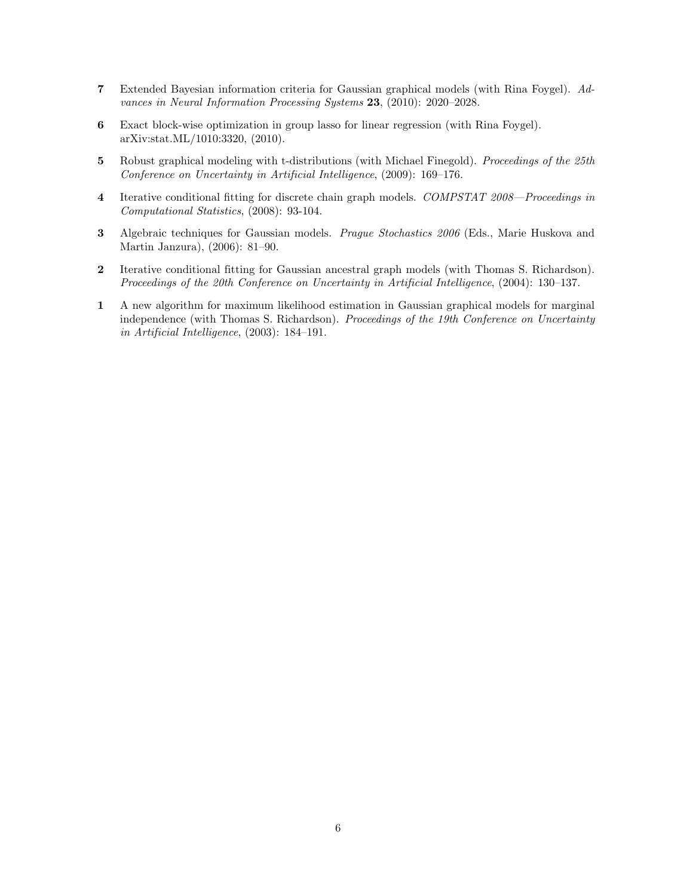**7** Extended Bayesian information criteria for Gaussian graphical models (with Rina Foygel). *Advances in Neural Information Processing Systems* **23**, (2010): 2020–2028.

**6** Exact block-wise optimization in group lasso for linear regression (with Rina Foygel). arXiv:stat.ML/1010:3320, (2010).

**5** Robust graphical modeling with t-distributions (with Michael Finegold). *Proceedings of the 25th Conference on Uncertainty in Artificial Intelligence*, (2009): 169–176.

**4** Iterative conditional fitting for discrete chain graph models. *COMPSTAT 2008—Proceedings in Computational Statistics*, (2008): 93-104.

**3** Algebraic techniques for Gaussian models. *Prague Stochastics 2006* (Eds., Marie Huskova and Martin Janzura), (2006): 81–90.

**2** Iterative conditional fitting for Gaussian ancestral graph models (with Thomas S. Richardson). *Proceedings of the 20th Conference on Uncertainty in Artificial Intelligence*, (2004): 130–137.

**1** A new algorithm for maximum likelihood estimation in Gaussian graphical models for marginal independence (with Thomas S. Richardson). *Proceedings of the 19th Conference on Uncertainty in Artificial Intelligence*, (2003): 184–191.